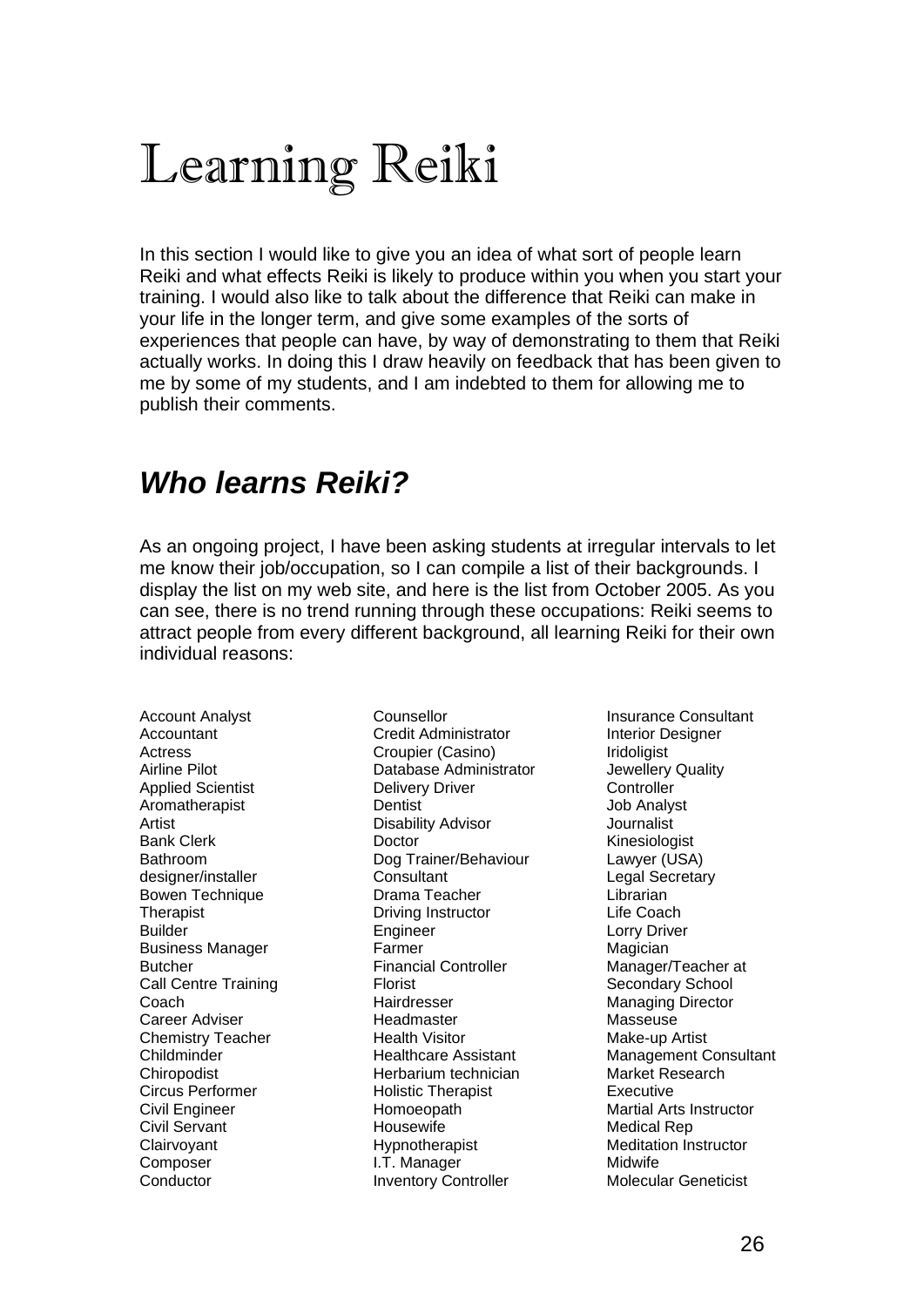# Learning Reiki

In this section I would like to give you an idea of what sort of people learn Reiki and what effects Reiki is likely to produce within you when you start your training. I would also like to talk about the difference that Reiki can make in your life in the longer term, and give some examples of the sorts of experiences that people can have, by way of demonstrating to them that Reiki actually works. In doing this I draw heavily on feedback that has been given to me by some of my students, and I am indebted to them for allowing me to publish their comments.

## *Who learns Reiki?*

As an ongoing project, I have been asking students at irregular intervals to let me know their job/occupation, so I can compile a list of their backgrounds. I display the list on my web site, and here is the list from October 2005. As you can see, there is no trend running through these occupations: Reiki seems to attract people from every different background, all learning Reiki for their own individual reasons:

Account Analyst
Accountant
Actress
Airline Pilot
Applied Scientist
Aromatherapist
Artist
Bank Clerk
Bathroom designer/installer
Bowen Technique Therapist
Builder
Business Manager
Butcher
Call Centre Training Coach
Career Adviser
Chemistry Teacher
Childminder
Chiropodist
Circus Performer
Civil Engineer
Civil Servant
Clairvoyant
Composer
Conductor
Counsellor
Credit Administrator
Croupier (Casino)
Database Administrator
Delivery Driver
Dentist
Disability Advisor
Doctor
Dog Trainer/Behaviour Consultant
Drama Teacher
Driving Instructor
Engineer
Farmer
Financial Controller
Florist
Hairdresser
Headmaster
Health Visitor
Healthcare Assistant
Herbarium technician
Holistic Therapist
Homoeopath
Housewife
Hypnotherapist
I.T. Manager
Inventory Controller
Insurance Consultant
Interior Designer
Iridoligist
Jewellery Quality Controller
Job Analyst
Journalist
Kinesiologist
Lawyer (USA)
Legal Secretary
Librarian
Life Coach
Lorry Driver
Magician
Manager/Teacher at Secondary School
Managing Director
Masseuse
Make-up Artist
Management Consultant
Market Research Executive
Martial Arts Instructor
Medical Rep
Meditation Instructor
Midwife
Molecular Geneticist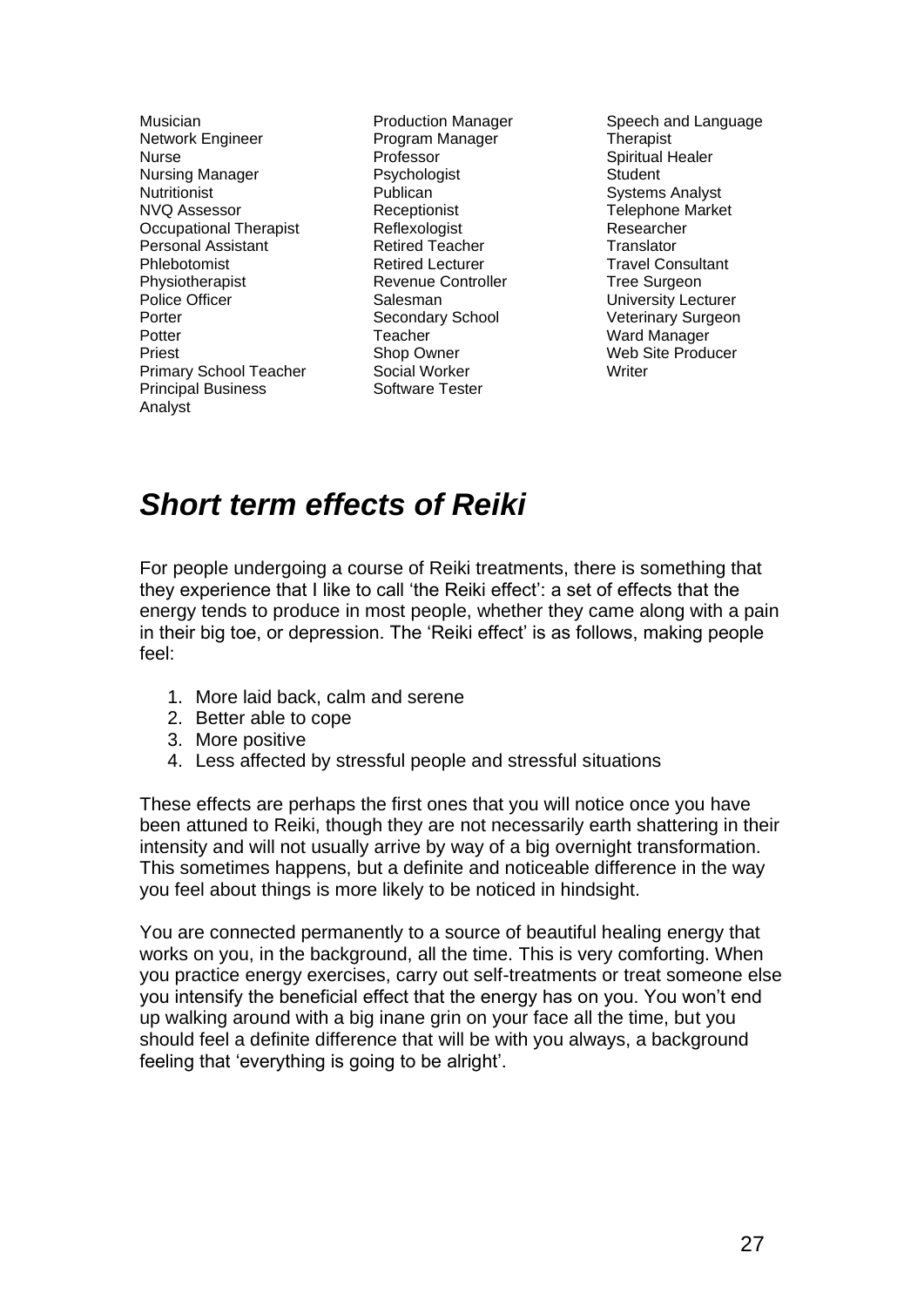Musician
Network Engineer
Nurse
Nursing Manager
Nutritionist
NVQ Assessor
Occupational Therapist
Personal Assistant
Phlebotomist
Physiotherapist
Police Officer
Porter
Potter
Priest
Primary School Teacher
Principal Business Analyst
Production Manager
Program Manager
Professor
Psychologist
Publican
Receptionist
Reflexologist
Retired Teacher
Retired Lecturer
Revenue Controller
Salesman
Secondary School Teacher
Shop Owner
Social Worker
Software Tester
Speech and Language Therapist
Spiritual Healer
Student
Systems Analyst
Telephone Market Researcher
Translator
Travel Consultant
Tree Surgeon
University Lecturer
Veterinary Surgeon
Ward Manager
Web Site Producer
Writer

## *Short term effects of Reiki*

For people undergoing a course of Reiki treatments, there is something that they experience that I like to call 'the Reiki effect': a set of effects that the energy tends to produce in most people, whether they came along with a pain in their big toe, or depression. The 'Reiki effect' is as follows, making people feel:

1. More laid back, calm and serene
2. Better able to cope
3. More positive
4. Less affected by stressful people and stressful situations

These effects are perhaps the first ones that you will notice once you have been attuned to Reiki, though they are not necessarily earth shattering in their intensity and will not usually arrive by way of a big overnight transformation. This sometimes happens, but a definite and noticeable difference in the way you feel about things is more likely to be noticed in hindsight.

You are connected permanently to a source of beautiful healing energy that works on you, in the background, all the time. This is very comforting. When you practice energy exercises, carry out self-treatments or treat someone else you intensify the beneficial effect that the energy has on you. You won't end up walking around with a big inane grin on your face all the time, but you should feel a definite difference that will be with you always, a background feeling that 'everything is going to be alright'.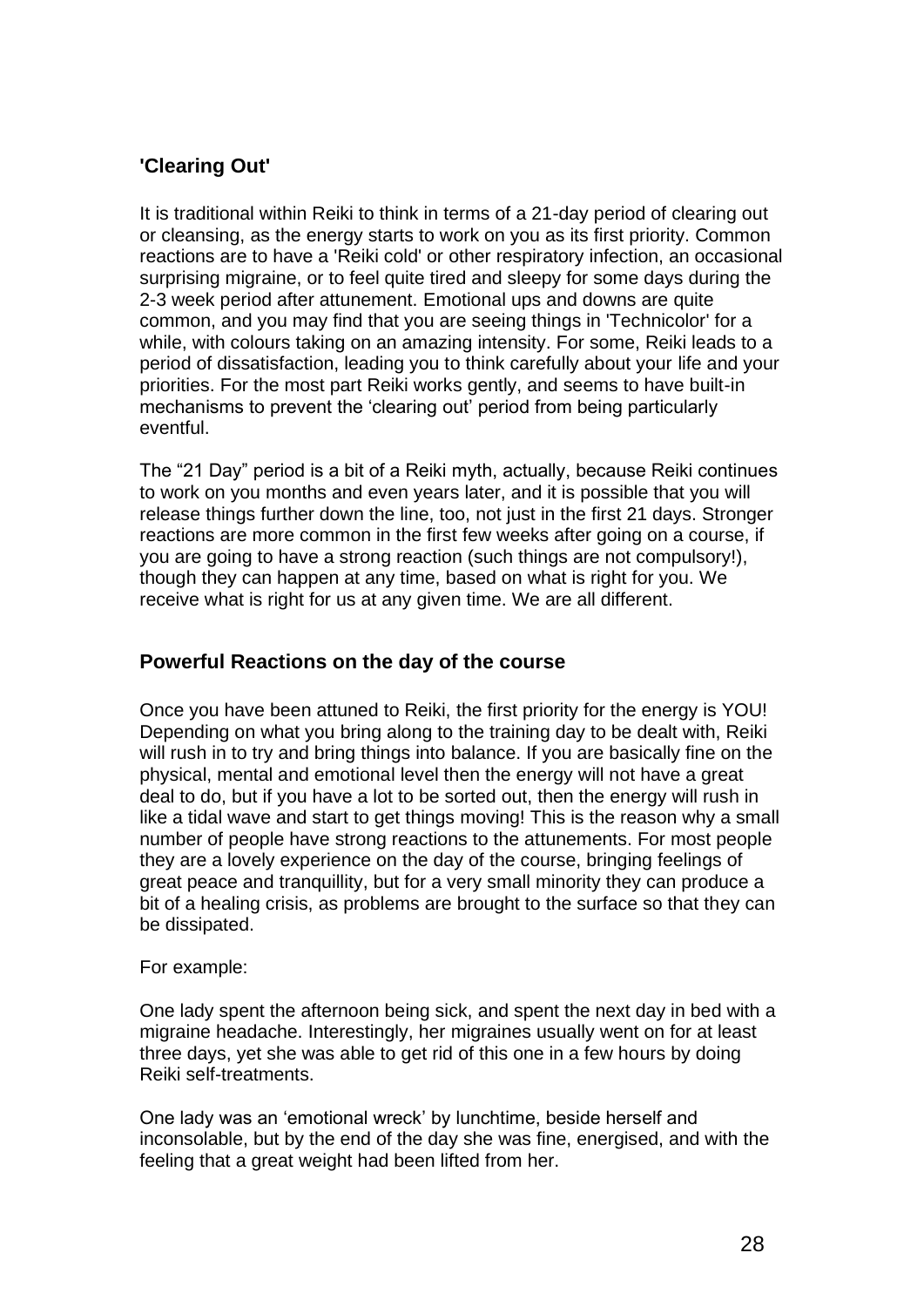## 'Clearing Out'

It is traditional within Reiki to think in terms of a 21-day period of clearing out or cleansing, as the energy starts to work on you as its first priority. Common reactions are to have a 'Reiki cold' or other respiratory infection, an occasional surprising migraine, or to feel quite tired and sleepy for some days during the 2-3 week period after attunement. Emotional ups and downs are quite common, and you may find that you are seeing things in 'Technicolor' for a while, with colours taking on an amazing intensity. For some, Reiki leads to a period of dissatisfaction, leading you to think carefully about your life and your priorities. For the most part Reiki works gently, and seems to have built-in mechanisms to prevent the 'clearing out' period from being particularly eventful.

The "21 Day" period is a bit of a Reiki myth, actually, because Reiki continues to work on you months and even years later, and it is possible that you will release things further down the line, too, not just in the first 21 days. Stronger reactions are more common in the first few weeks after going on a course, if you are going to have a strong reaction (such things are not compulsory!), though they can happen at any time, based on what is right for you. We receive what is right for us at any given time. We are all different.

## Powerful Reactions on the day of the course

Once you have been attuned to Reiki, the first priority for the energy is YOU! Depending on what you bring along to the training day to be dealt with, Reiki will rush in to try and bring things into balance. If you are basically fine on the physical, mental and emotional level then the energy will not have a great deal to do, but if you have a lot to be sorted out, then the energy will rush in like a tidal wave and start to get things moving! This is the reason why a small number of people have strong reactions to the attunements. For most people they are a lovely experience on the day of the course, bringing feelings of great peace and tranquillity, but for a very small minority they can produce a bit of a healing crisis, as problems are brought to the surface so that they can be dissipated.

For example:

One lady spent the afternoon being sick, and spent the next day in bed with a migraine headache. Interestingly, her migraines usually went on for at least three days, yet she was able to get rid of this one in a few hours by doing Reiki self-treatments.

One lady was an 'emotional wreck' by lunchtime, beside herself and inconsolable, but by the end of the day she was fine, energised, and with the feeling that a great weight had been lifted from her.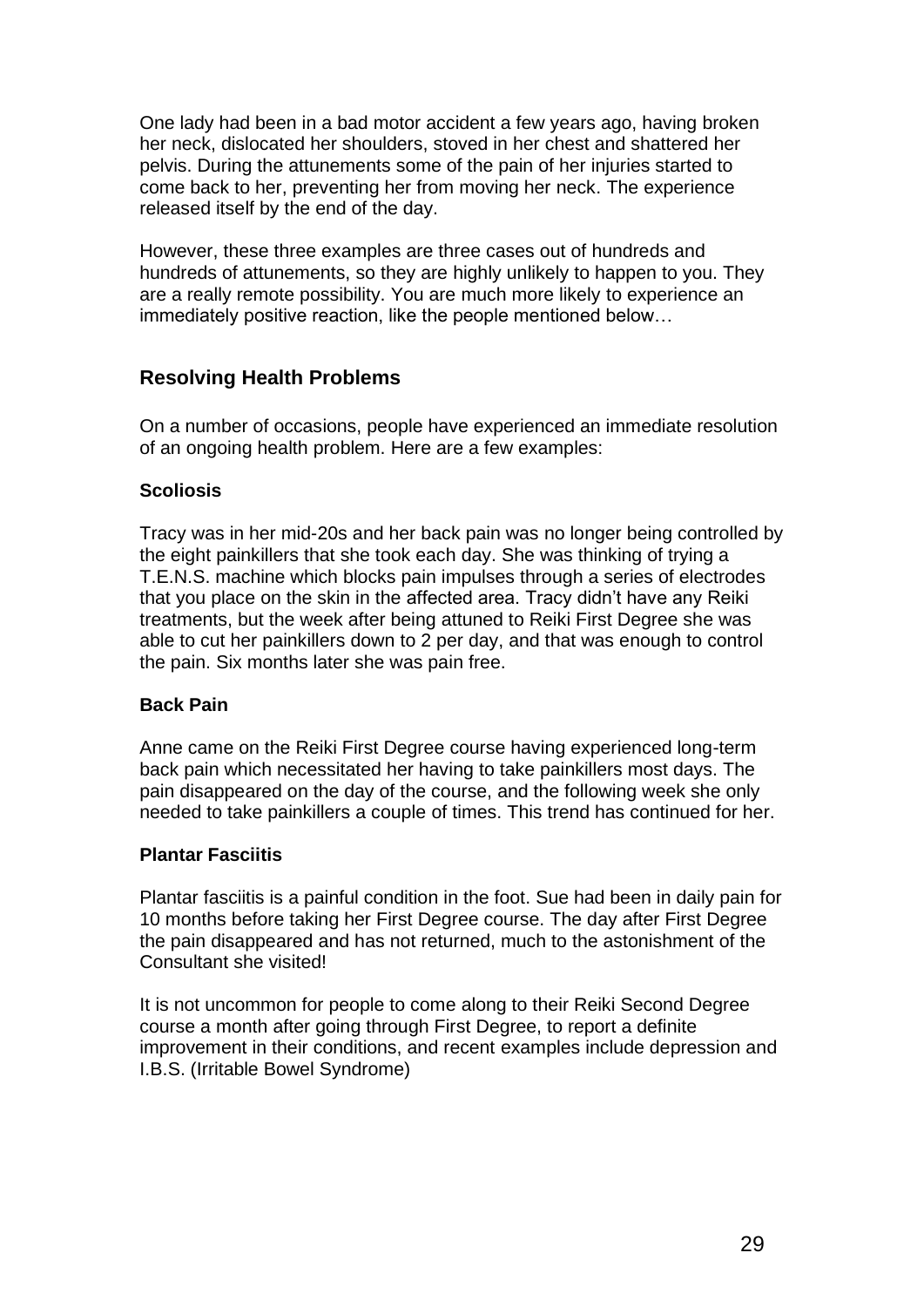One lady had been in a bad motor accident a few years ago, having broken her neck, dislocated her shoulders, stoved in her chest and shattered her pelvis. During the attunements some of the pain of her injuries started to come back to her, preventing her from moving her neck. The experience released itself by the end of the day.

However, these three examples are three cases out of hundreds and hundreds of attunements, so they are highly unlikely to happen to you. They are a really remote possibility. You are much more likely to experience an immediately positive reaction, like the people mentioned below…

## Resolving Health Problems

On a number of occasions, people have experienced an immediate resolution of an ongoing health problem. Here are a few examples:

**Scoliosis**

Tracy was in her mid-20s and her back pain was no longer being controlled by the eight painkillers that she took each day. She was thinking of trying a T.E.N.S. machine which blocks pain impulses through a series of electrodes that you place on the skin in the affected area. Tracy didn't have any Reiki treatments, but the week after being attuned to Reiki First Degree she was able to cut her painkillers down to 2 per day, and that was enough to control the pain. Six months later she was pain free.

**Back Pain**

Anne came on the Reiki First Degree course having experienced long-term back pain which necessitated her having to take painkillers most days. The pain disappeared on the day of the course, and the following week she only needed to take painkillers a couple of times. This trend has continued for her.

**Plantar Fasciitis**

Plantar fasciitis is a painful condition in the foot. Sue had been in daily pain for 10 months before taking her First Degree course. The day after First Degree the pain disappeared and has not returned, much to the astonishment of the Consultant she visited!

It is not uncommon for people to come along to their Reiki Second Degree course a month after going through First Degree, to report a definite improvement in their conditions, and recent examples include depression and I.B.S. (Irritable Bowel Syndrome)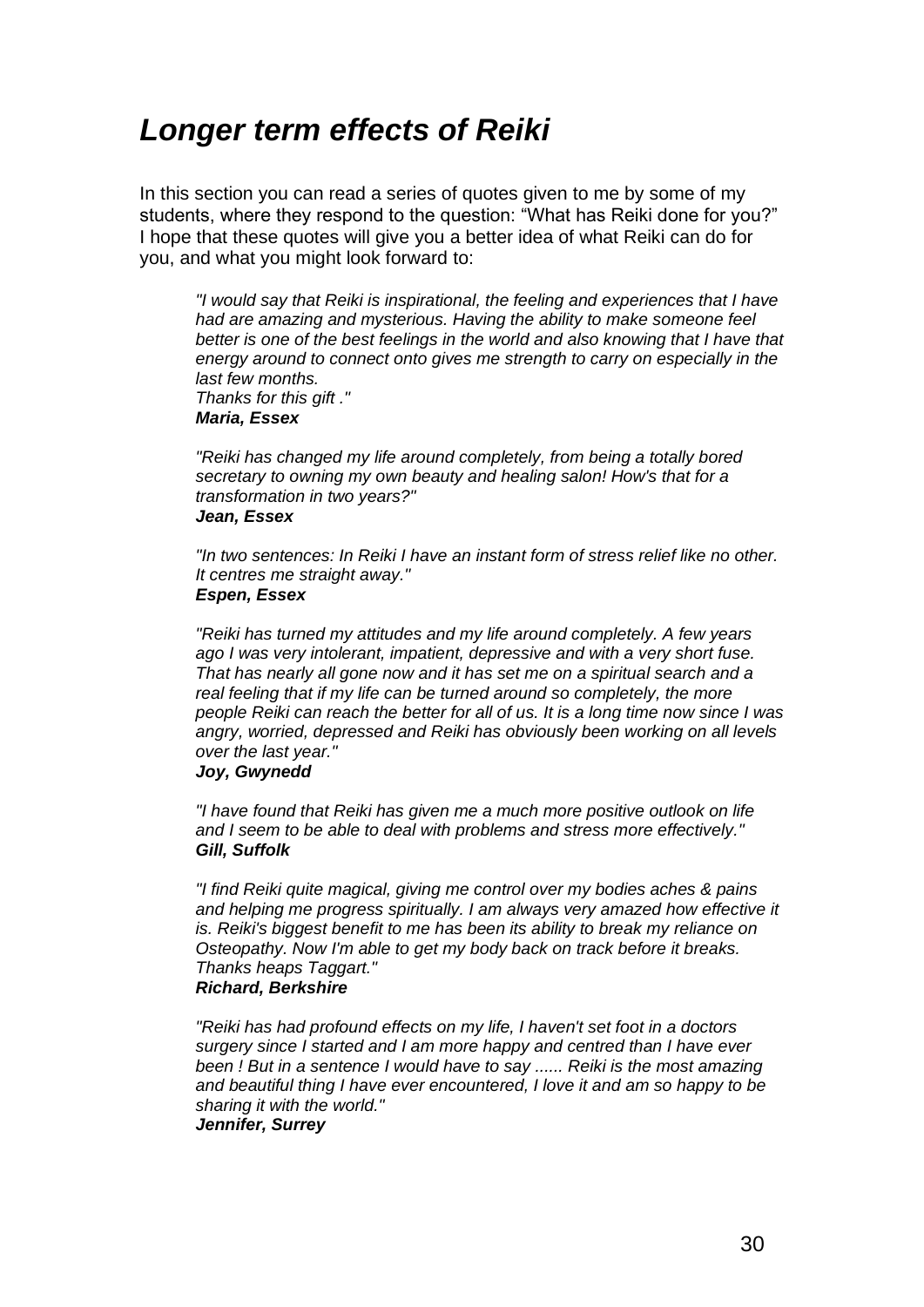# *Longer term effects of Reiki*

In this section you can read a series of quotes given to me by some of my students, where they respond to the question: "What has Reiki done for you?" I hope that these quotes will give you a better idea of what Reiki can do for you, and what you might look forward to:

> *"I would say that Reiki is inspirational, the feeling and experiences that I have had are amazing and mysterious. Having the ability to make someone feel better is one of the best feelings in the world and also knowing that I have that energy around to connect onto gives me strength to carry on especially in the last few months.*
> *Thanks for this gift ."*
> ***Maria, Essex***

> *"Reiki has changed my life around completely, from being a totally bored secretary to owning my own beauty and healing salon! How's that for a transformation in two years?"*
> ***Jean, Essex***

> *"In two sentences: In Reiki I have an instant form of stress relief like no other. It centres me straight away."*
> ***Espen, Essex***

> *"Reiki has turned my attitudes and my life around completely. A few years ago I was very intolerant, impatient, depressive and with a very short fuse. That has nearly all gone now and it has set me on a spiritual search and a real feeling that if my life can be turned around so completely, the more people Reiki can reach the better for all of us. It is a long time now since I was angry, worried, depressed and Reiki has obviously been working on all levels over the last year."*
> ***Joy, Gwynedd***

> *"I have found that Reiki has given me a much more positive outlook on life and I seem to be able to deal with problems and stress more effectively."*
> ***Gill, Suffolk***

> *"I find Reiki quite magical, giving me control over my bodies aches & pains and helping me progress spiritually. I am always very amazed how effective it is. Reiki's biggest benefit to me has been its ability to break my reliance on Osteopathy. Now I'm able to get my body back on track before it breaks. Thanks heaps Taggart."*
> ***Richard, Berkshire***

> *"Reiki has had profound effects on my life, I haven't set foot in a doctors surgery since I started and I am more happy and centred than I have ever been ! But in a sentence I would have to say ...... Reiki is the most amazing and beautiful thing I have ever encountered, I love it and am so happy to be sharing it with the world."*
> ***Jennifer, Surrey***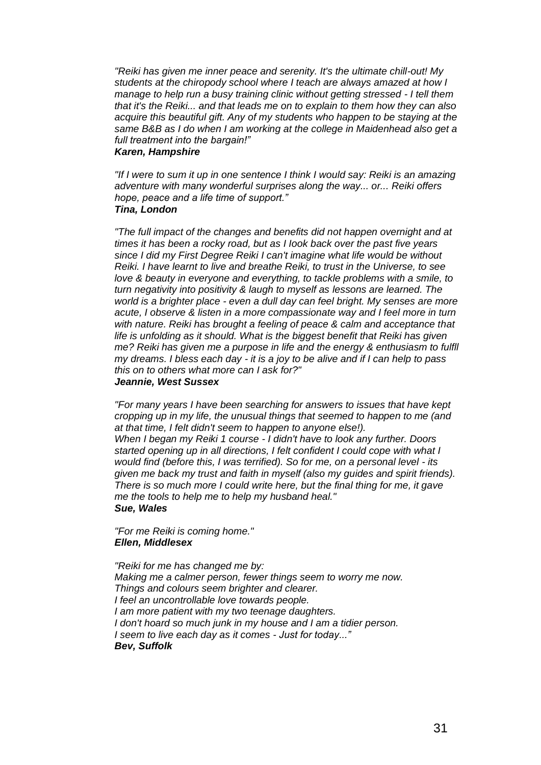*"Reiki has given me inner peace and serenity. It's the ultimate chill-out! My students at the chiropody school where I teach are always amazed at how I manage to help run a busy training clinic without getting stressed - I tell them that it's the Reiki... and that leads me on to explain to them how they can also acquire this beautiful gift. Any of my students who happen to be staying at the same B&B as I do when I am working at the college in Maidenhead also get a full treatment into the bargain!"*
***Karen, Hampshire***

*"If I were to sum it up in one sentence I think I would say: Reiki is an amazing adventure with many wonderful surprises along the way... or... Reiki offers hope, peace and a life time of support."*
***Tina, London***

*"The full impact of the changes and benefits did not happen overnight and at times it has been a rocky road, but as I look back over the past five years since I did my First Degree Reiki I can't imagine what life would be without Reiki. I have learnt to live and breathe Reiki, to trust in the Universe, to see love & beauty in everyone and everything, to tackle problems with a smile, to turn negativity into positivity & laugh to myself as lessons are learned. The world is a brighter place - even a dull day can feel bright. My senses are more acute, I observe & listen in a more compassionate way and I feel more in turn with nature. Reiki has brought a feeling of peace & calm and acceptance that life is unfolding as it should. What is the biggest benefit that Reiki has given me? Reiki has given me a purpose in life and the energy & enthusiasm to fulfll my dreams. I bless each day - it is a joy to be alive and if I can help to pass this on to others what more can I ask for?"*
***Jeannie, West Sussex***

*"For many years I have been searching for answers to issues that have kept cropping up in my life, the unusual things that seemed to happen to me (and at that time, I felt didn't seem to happen to anyone else!).*
*When I began my Reiki 1 course - I didn't have to look any further. Doors started opening up in all directions, I felt confident I could cope with what I would find (before this, I was terrified). So for me, on a personal level - its given me back my trust and faith in myself (also my guides and spirit friends). There is so much more I could write here, but the final thing for me, it gave me the tools to help me to help my husband heal."*
***Sue, Wales***

*"For me Reiki is coming home."*
***Ellen, Middlesex***

*"Reiki for me has changed me by:*
*Making me a calmer person, fewer things seem to worry me now.*
*Things and colours seem brighter and clearer.*
*I feel an uncontrollable love towards people.*
*I am more patient with my two teenage daughters.*
*I don't hoard so much junk in my house and I am a tidier person.*
*I seem to live each day as it comes - Just for today..."*
***Bev, Suffolk***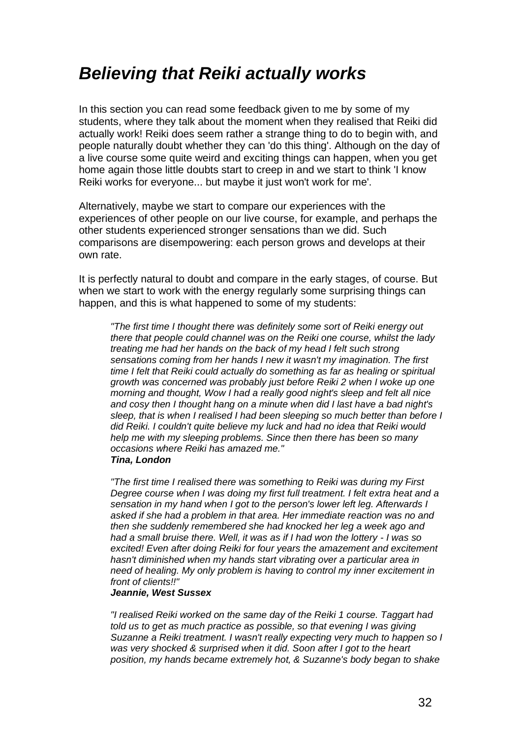# *Believing that Reiki actually works*

In this section you can read some feedback given to me by some of my students, where they talk about the moment when they realised that Reiki did actually work! Reiki does seem rather a strange thing to do to begin with, and people naturally doubt whether they can 'do this thing'. Although on the day of a live course some quite weird and exciting things can happen, when you get home again those little doubts start to creep in and we start to think 'I know Reiki works for everyone... but maybe it just won't work for me'.

Alternatively, maybe we start to compare our experiences with the experiences of other people on our live course, for example, and perhaps the other students experienced stronger sensations than we did. Such comparisons are disempowering: each person grows and develops at their own rate.

It is perfectly natural to doubt and compare in the early stages, of course. But when we start to work with the energy regularly some surprising things can happen, and this is what happened to some of my students:

> *"The first time I thought there was definitely some sort of Reiki energy out there that people could channel was on the Reiki one course, whilst the lady treating me had her hands on the back of my head I felt such strong sensations coming from her hands I new it wasn't my imagination. The first time I felt that Reiki could actually do something as far as healing or spiritual growth was concerned was probably just before Reiki 2 when I woke up one morning and thought, Wow I had a really good night's sleep and felt all nice and cosy then I thought hang on a minute when did I last have a bad night's sleep, that is when I realised I had been sleeping so much better than before I did Reiki. I couldn't quite believe my luck and had no idea that Reiki would help me with my sleeping problems. Since then there has been so many occasions where Reiki has amazed me."*
> ***Tina, London***

> *"The first time I realised there was something to Reiki was during my First Degree course when I was doing my first full treatment. I felt extra heat and a sensation in my hand when I got to the person's lower left leg. Afterwards I asked if she had a problem in that area. Her immediate reaction was no and then she suddenly remembered she had knocked her leg a week ago and had a small bruise there. Well, it was as if I had won the lottery - I was so excited! Even after doing Reiki for four years the amazement and excitement hasn't diminished when my hands start vibrating over a particular area in need of healing. My only problem is having to control my inner excitement in front of clients!!"*
> ***Jeannie, West Sussex***

> *"I realised Reiki worked on the same day of the Reiki 1 course. Taggart had told us to get as much practice as possible, so that evening I was giving Suzanne a Reiki treatment. I wasn't really expecting very much to happen so I was very shocked & surprised when it did. Soon after I got to the heart position, my hands became extremely hot, & Suzanne's body began to shake*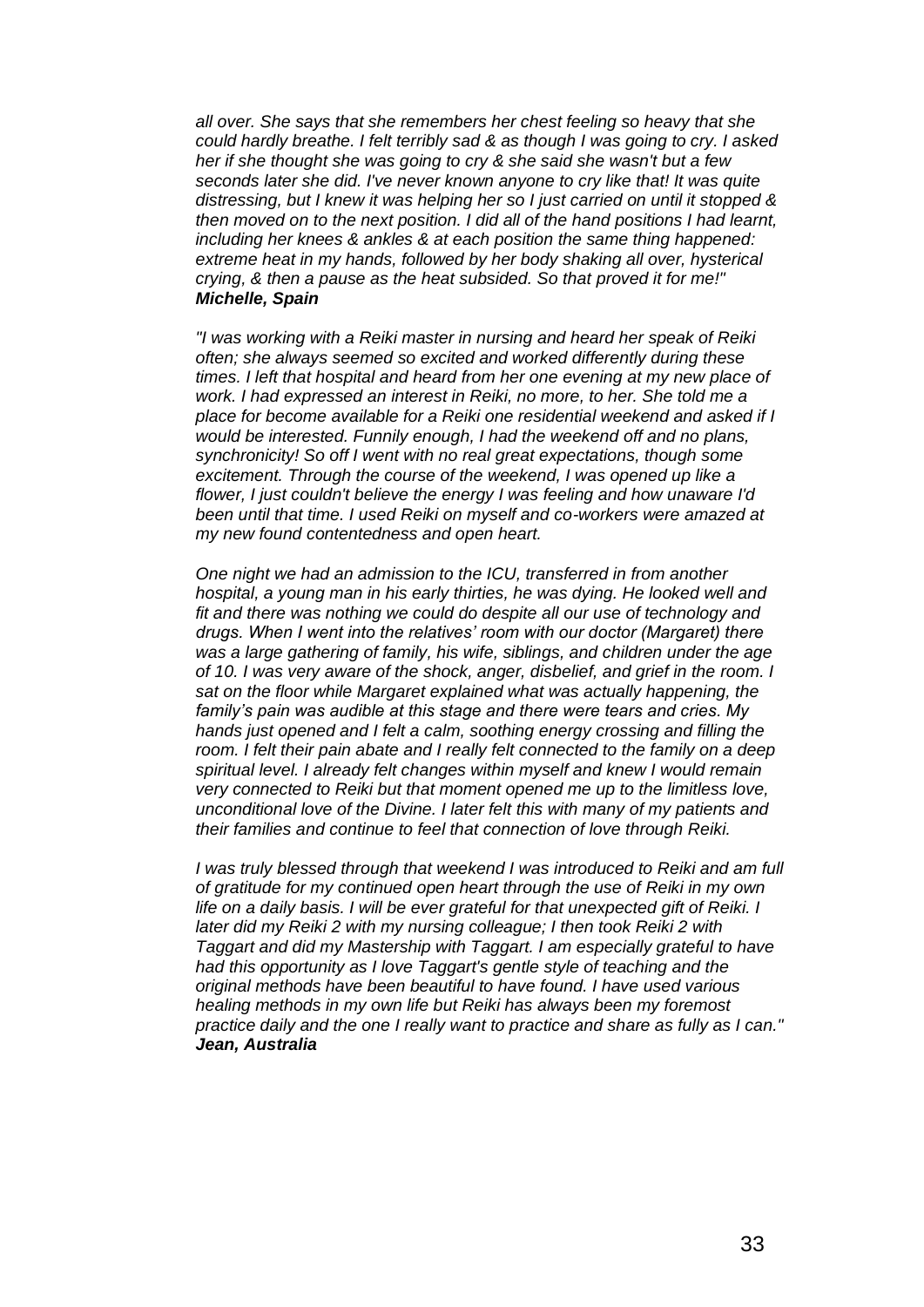*all over. She says that she remembers her chest feeling so heavy that she could hardly breathe. I felt terribly sad & as though I was going to cry. I asked her if she thought she was going to cry & she said she wasn't but a few seconds later she did. I've never known anyone to cry like that! It was quite distressing, but I knew it was helping her so I just carried on until it stopped & then moved on to the next position. I did all of the hand positions I had learnt, including her knees & ankles & at each position the same thing happened: extreme heat in my hands, followed by her body shaking all over, hysterical crying, & then a pause as the heat subsided. So that proved it for me!"*
***Michelle, Spain***

*"I was working with a Reiki master in nursing and heard her speak of Reiki often; she always seemed so excited and worked differently during these times. I left that hospital and heard from her one evening at my new place of work. I had expressed an interest in Reiki, no more, to her. She told me a place for become available for a Reiki one residential weekend and asked if I would be interested. Funnily enough, I had the weekend off and no plans, synchronicity! So off I went with no real great expectations, though some excitement. Through the course of the weekend, I was opened up like a flower, I just couldn't believe the energy I was feeling and how unaware I'd been until that time. I used Reiki on myself and co-workers were amazed at my new found contentedness and open heart.*

*One night we had an admission to the ICU, transferred in from another hospital, a young man in his early thirties, he was dying. He looked well and fit and there was nothing we could do despite all our use of technology and drugs. When I went into the relatives' room with our doctor (Margaret) there was a large gathering of family, his wife, siblings, and children under the age of 10. I was very aware of the shock, anger, disbelief, and grief in the room. I sat on the floor while Margaret explained what was actually happening, the family's pain was audible at this stage and there were tears and cries. My hands just opened and I felt a calm, soothing energy crossing and filling the room. I felt their pain abate and I really felt connected to the family on a deep spiritual level. I already felt changes within myself and knew I would remain very connected to Reiki but that moment opened me up to the limitless love, unconditional love of the Divine. I later felt this with many of my patients and their families and continue to feel that connection of love through Reiki.*

*I was truly blessed through that weekend I was introduced to Reiki and am full of gratitude for my continued open heart through the use of Reiki in my own life on a daily basis. I will be ever grateful for that unexpected gift of Reiki. I later did my Reiki 2 with my nursing colleague; I then took Reiki 2 with Taggart and did my Mastership with Taggart. I am especially grateful to have had this opportunity as I love Taggart's gentle style of teaching and the original methods have been beautiful to have found. I have used various healing methods in my own life but Reiki has always been my foremost practice daily and the one I really want to practice and share as fully as I can."*
***Jean, Australia***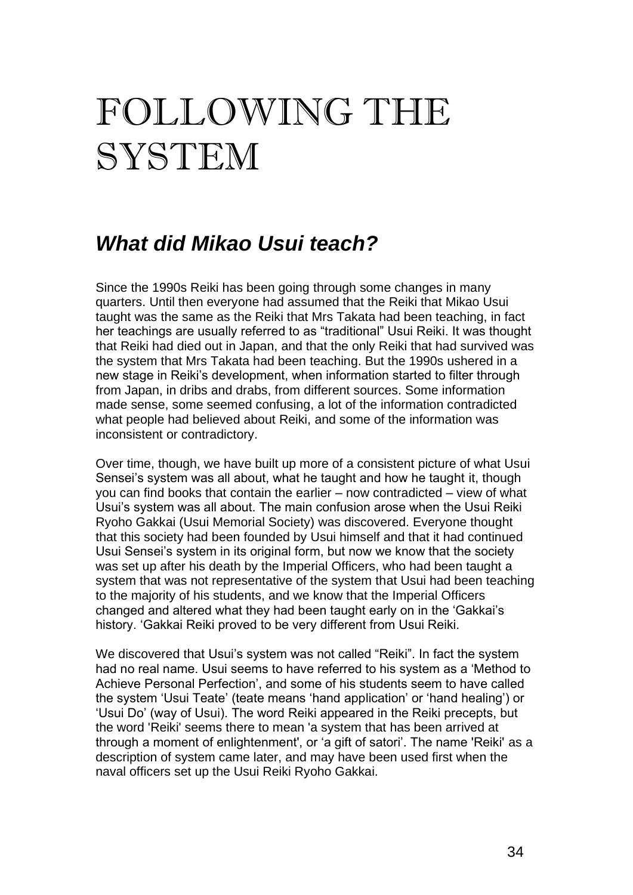# FOLLOWING THE SYSTEM

## *What did Mikao Usui teach?*

Since the 1990s Reiki has been going through some changes in many quarters. Until then everyone had assumed that the Reiki that Mikao Usui taught was the same as the Reiki that Mrs Takata had been teaching, in fact her teachings are usually referred to as "traditional" Usui Reiki. It was thought that Reiki had died out in Japan, and that the only Reiki that had survived was the system that Mrs Takata had been teaching. But the 1990s ushered in a new stage in Reiki's development, when information started to filter through from Japan, in dribs and drabs, from different sources. Some information made sense, some seemed confusing, a lot of the information contradicted what people had believed about Reiki, and some of the information was inconsistent or contradictory.

Over time, though, we have built up more of a consistent picture of what Usui Sensei's system was all about, what he taught and how he taught it, though you can find books that contain the earlier – now contradicted – view of what Usui's system was all about. The main confusion arose when the Usui Reiki Ryoho Gakkai (Usui Memorial Society) was discovered. Everyone thought that this society had been founded by Usui himself and that it had continued Usui Sensei's system in its original form, but now we know that the society was set up after his death by the Imperial Officers, who had been taught a system that was not representative of the system that Usui had been teaching to the majority of his students, and we know that the Imperial Officers changed and altered what they had been taught early on in the 'Gakkai's history. 'Gakkai Reiki proved to be very different from Usui Reiki.

We discovered that Usui's system was not called "Reiki". In fact the system had no real name. Usui seems to have referred to his system as a 'Method to Achieve Personal Perfection', and some of his students seem to have called the system 'Usui Teate' (teate means 'hand application' or 'hand healing') or 'Usui Do' (way of Usui). The word Reiki appeared in the Reiki precepts, but the word 'Reiki' seems there to mean 'a system that has been arrived at through a moment of enlightenment', or 'a gift of satori'. The name 'Reiki' as a description of system came later, and may have been used first when the naval officers set up the Usui Reiki Ryoho Gakkai.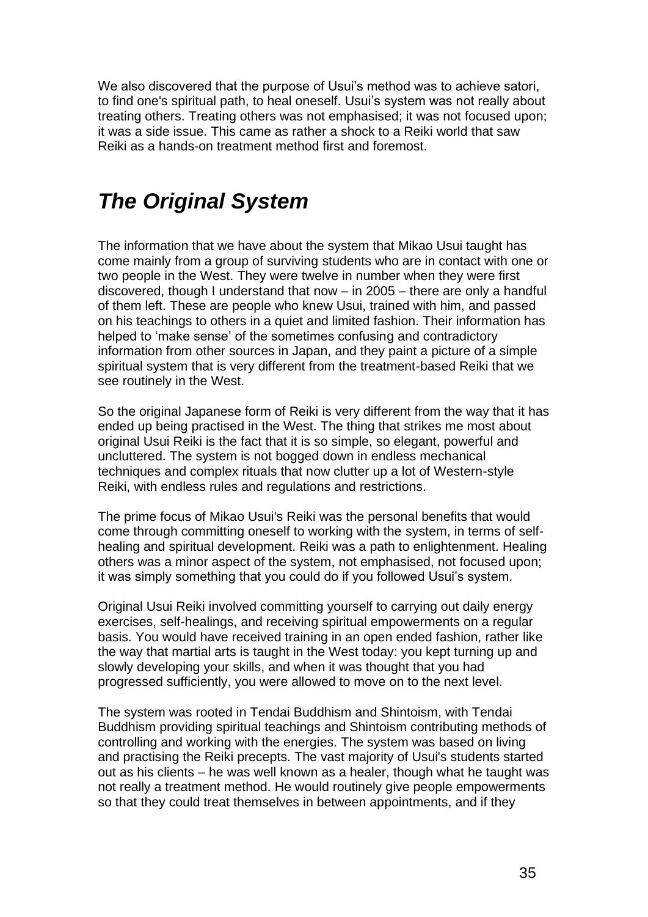We also discovered that the purpose of Usui's method was to achieve satori, to find one's spiritual path, to heal oneself. Usui's system was not really about treating others. Treating others was not emphasised; it was not focused upon; it was a side issue. This came as rather a shock to a Reiki world that saw Reiki as a hands-on treatment method first and foremost.

## ***The Original System***

The information that we have about the system that Mikao Usui taught has come mainly from a group of surviving students who are in contact with one or two people in the West. They were twelve in number when they were first discovered, though I understand that now – in 2005 – there are only a handful of them left. These are people who knew Usui, trained with him, and passed on his teachings to others in a quiet and limited fashion. Their information has helped to 'make sense' of the sometimes confusing and contradictory information from other sources in Japan, and they paint a picture of a simple spiritual system that is very different from the treatment-based Reiki that we see routinely in the West.

So the original Japanese form of Reiki is very different from the way that it has ended up being practised in the West. The thing that strikes me most about original Usui Reiki is the fact that it is so simple, so elegant, powerful and uncluttered. The system is not bogged down in endless mechanical techniques and complex rituals that now clutter up a lot of Western-style Reiki, with endless rules and regulations and restrictions.

The prime focus of Mikao Usui's Reiki was the personal benefits that would come through committing oneself to working with the system, in terms of self-healing and spiritual development. Reiki was a path to enlightenment. Healing others was a minor aspect of the system, not emphasised, not focused upon; it was simply something that you could do if you followed Usui's system.

Original Usui Reiki involved committing yourself to carrying out daily energy exercises, self-healings, and receiving spiritual empowerments on a regular basis. You would have received training in an open ended fashion, rather like the way that martial arts is taught in the West today: you kept turning up and slowly developing your skills, and when it was thought that you had progressed sufficiently, you were allowed to move on to the next level.

The system was rooted in Tendai Buddhism and Shintoism, with Tendai Buddhism providing spiritual teachings and Shintoism contributing methods of controlling and working with the energies. The system was based on living and practising the Reiki precepts. The vast majority of Usui's students started out as his clients – he was well known as a healer, though what he taught was not really a treatment method. He would routinely give people empowerments so that they could treat themselves in between appointments, and if they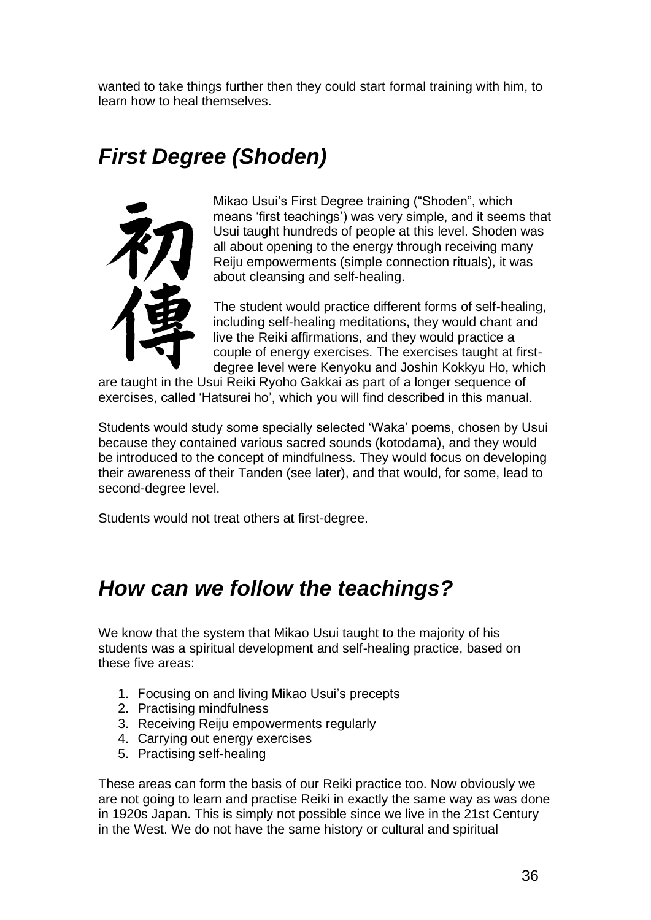wanted to take things further then they could start formal training with him, to learn how to heal themselves.

## *First Degree (Shoden)*

初傳

Mikao Usui's First Degree training ("Shoden", which means 'first teachings') was very simple, and it seems that Usui taught hundreds of people at this level. Shoden was all about opening to the energy through receiving many Reiju empowerments (simple connection rituals), it was about cleansing and self-healing.

The student would practice different forms of self-healing, including self-healing meditations, they would chant and live the Reiki affirmations, and they would practice a couple of energy exercises. The exercises taught at first-degree level were Kenyoku and Joshin Kokkyu Ho, which are taught in the Usui Reiki Ryoho Gakkai as part of a longer sequence of exercises, called 'Hatsurei ho', which you will find described in this manual.

Students would study some specially selected 'Waka' poems, chosen by Usui because they contained various sacred sounds (kotodama), and they would be introduced to the concept of mindfulness. They would focus on developing their awareness of their Tanden (see later), and that would, for some, lead to second-degree level.

Students would not treat others at first-degree.

## *How can we follow the teachings?*

We know that the system that Mikao Usui taught to the majority of his students was a spiritual development and self-healing practice, based on these five areas:

1. Focusing on and living Mikao Usui's precepts
2. Practising mindfulness
3. Receiving Reiju empowerments regularly
4. Carrying out energy exercises
5. Practising self-healing

These areas can form the basis of our Reiki practice too. Now obviously we are not going to learn and practise Reiki in exactly the same way as was done in 1920s Japan. This is simply not possible since we live in the 21st Century in the West. We do not have the same history or cultural and spiritual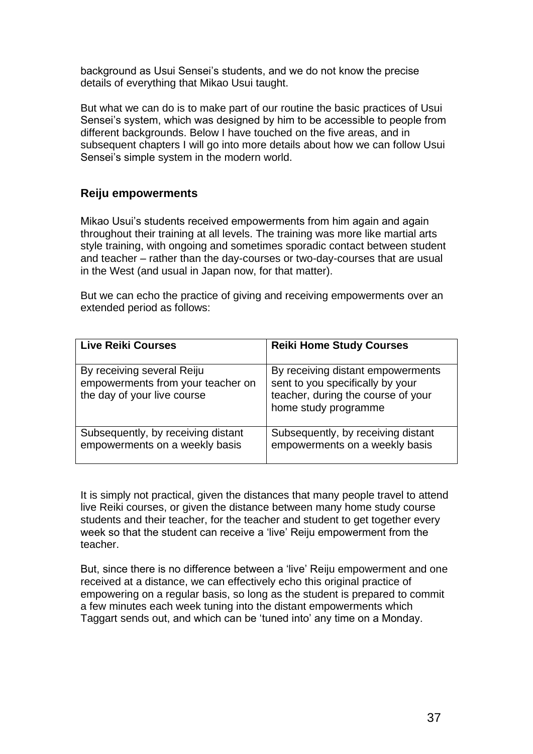background as Usui Sensei's students, and we do not know the precise details of everything that Mikao Usui taught.

But what we can do is to make part of our routine the basic practices of Usui Sensei's system, which was designed by him to be accessible to people from different backgrounds. Below I have touched on the five areas, and in subsequent chapters I will go into more details about how we can follow Usui Sensei's simple system in the modern world.

### Reiju empowerments

Mikao Usui's students received empowerments from him again and again throughout their training at all levels. The training was more like martial arts style training, with ongoing and sometimes sporadic contact between student and teacher – rather than the day-courses or two-day-courses that are usual in the West (and usual in Japan now, for that matter).

But we can echo the practice of giving and receiving empowerments over an extended period as follows:

| Live Reiki Courses | Reiki Home Study Courses |
|---|---|
| By receiving several Reiju empowerments from your teacher on the day of your live course | By receiving distant empowerments sent to you specifically by your teacher, during the course of your home study programme |
| Subsequently, by receiving distant empowerments on a weekly basis | Subsequently, by receiving distant empowerments on a weekly basis |

It is simply not practical, given the distances that many people travel to attend live Reiki courses, or given the distance between many home study course students and their teacher, for the teacher and student to get together every week so that the student can receive a 'live' Reiju empowerment from the teacher.

But, since there is no difference between a 'live' Reiju empowerment and one received at a distance, we can effectively echo this original practice of empowering on a regular basis, so long as the student is prepared to commit a few minutes each week tuning into the distant empowerments which Taggart sends out, and which can be 'tuned into' any time on a Monday.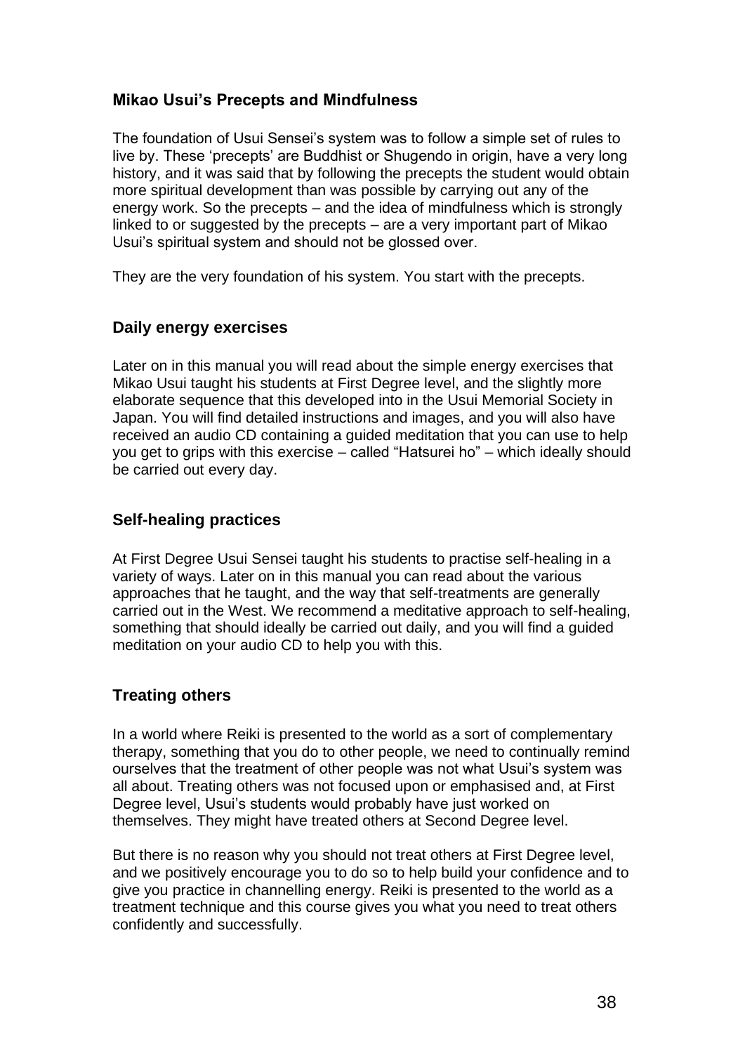## Mikao Usui's Precepts and Mindfulness

The foundation of Usui Sensei's system was to follow a simple set of rules to live by. These 'precepts' are Buddhist or Shugendo in origin, have a very long history, and it was said that by following the precepts the student would obtain more spiritual development than was possible by carrying out any of the energy work. So the precepts – and the idea of mindfulness which is strongly linked to or suggested by the precepts – are a very important part of Mikao Usui's spiritual system and should not be glossed over.

They are the very foundation of his system. You start with the precepts.

## Daily energy exercises

Later on in this manual you will read about the simple energy exercises that Mikao Usui taught his students at First Degree level, and the slightly more elaborate sequence that this developed into in the Usui Memorial Society in Japan. You will find detailed instructions and images, and you will also have received an audio CD containing a guided meditation that you can use to help you get to grips with this exercise – called "Hatsurei ho" – which ideally should be carried out every day.

## Self-healing practices

At First Degree Usui Sensei taught his students to practise self-healing in a variety of ways. Later on in this manual you can read about the various approaches that he taught, and the way that self-treatments are generally carried out in the West. We recommend a meditative approach to self-healing, something that should ideally be carried out daily, and you will find a guided meditation on your audio CD to help you with this.

## Treating others

In a world where Reiki is presented to the world as a sort of complementary therapy, something that you do to other people, we need to continually remind ourselves that the treatment of other people was not what Usui's system was all about. Treating others was not focused upon or emphasised and, at First Degree level, Usui's students would probably have just worked on themselves. They might have treated others at Second Degree level.

But there is no reason why you should not treat others at First Degree level, and we positively encourage you to do so to help build your confidence and to give you practice in channelling energy. Reiki is presented to the world as a treatment technique and this course gives you what you need to treat others confidently and successfully.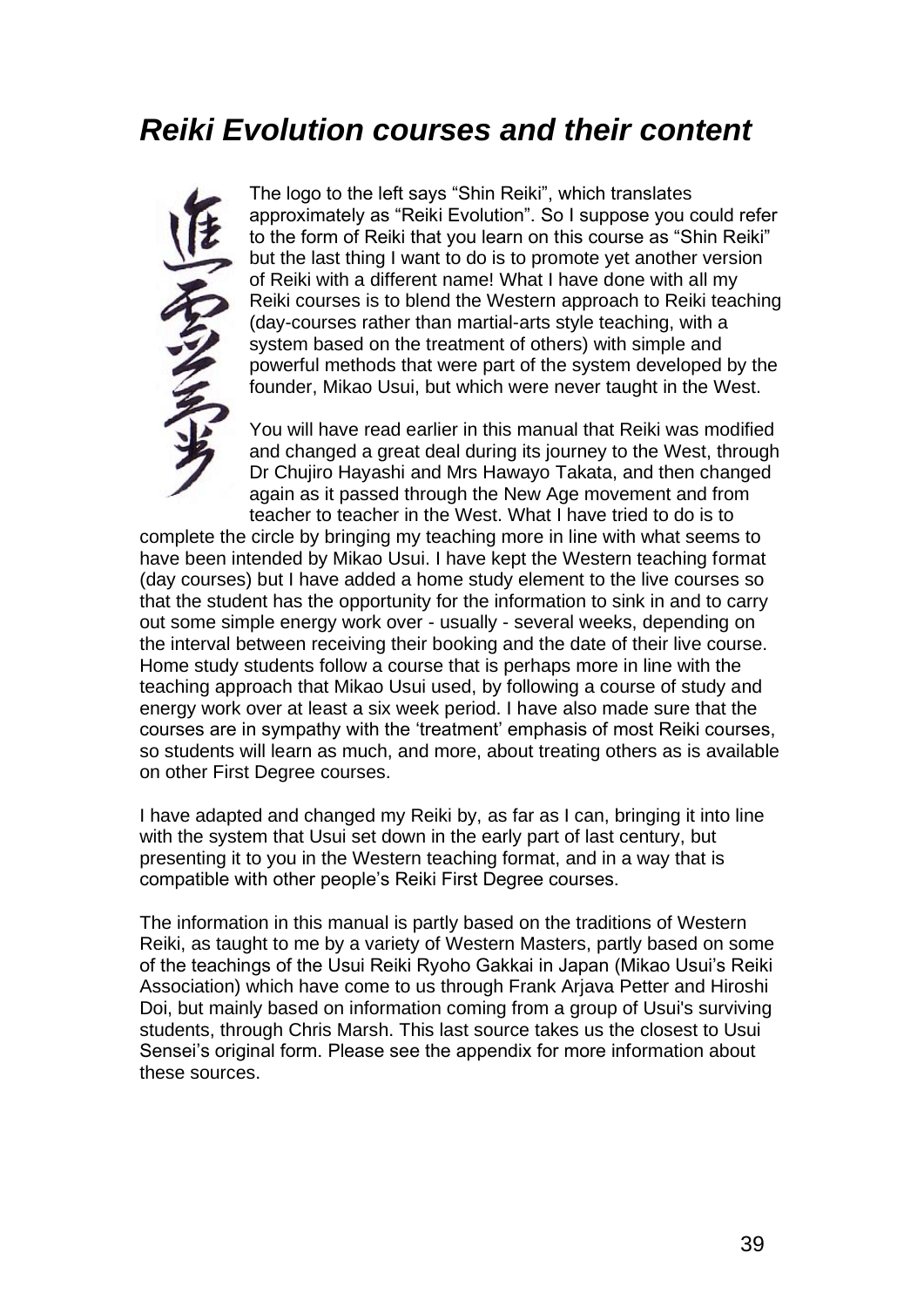# Reiki Evolution courses and their content

The logo to the left says "Shin Reiki", which translates approximately as "Reiki Evolution". So I suppose you could refer to the form of Reiki that you learn on this course as "Shin Reiki" but the last thing I want to do is to promote yet another version of Reiki with a different name! What I have done with all my Reiki courses is to blend the Western approach to Reiki teaching (day-courses rather than martial-arts style teaching, with a system based on the treatment of others) with simple and powerful methods that were part of the system developed by the founder, Mikao Usui, but which were never taught in the West.

You will have read earlier in this manual that Reiki was modified and changed a great deal during its journey to the West, through Dr Chujiro Hayashi and Mrs Hawayo Takata, and then changed again as it passed through the New Age movement and from teacher to teacher in the West. What I have tried to do is to complete the circle by bringing my teaching more in line with what seems to have been intended by Mikao Usui. I have kept the Western teaching format (day courses) but I have added a home study element to the live courses so that the student has the opportunity for the information to sink in and to carry out some simple energy work over - usually - several weeks, depending on the interval between receiving their booking and the date of their live course. Home study students follow a course that is perhaps more in line with the teaching approach that Mikao Usui used, by following a course of study and energy work over at least a six week period. I have also made sure that the courses are in sympathy with the 'treatment' emphasis of most Reiki courses, so students will learn as much, and more, about treating others as is available on other First Degree courses.

I have adapted and changed my Reiki by, as far as I can, bringing it into line with the system that Usui set down in the early part of last century, but presenting it to you in the Western teaching format, and in a way that is compatible with other people's Reiki First Degree courses.

The information in this manual is partly based on the traditions of Western Reiki, as taught to me by a variety of Western Masters, partly based on some of the teachings of the Usui Reiki Ryoho Gakkai in Japan (Mikao Usui's Reiki Association) which have come to us through Frank Arjava Petter and Hiroshi Doi, but mainly based on information coming from a group of Usui's surviving students, through Chris Marsh. This last source takes us the closest to Usui Sensei's original form. Please see the appendix for more information about these sources.